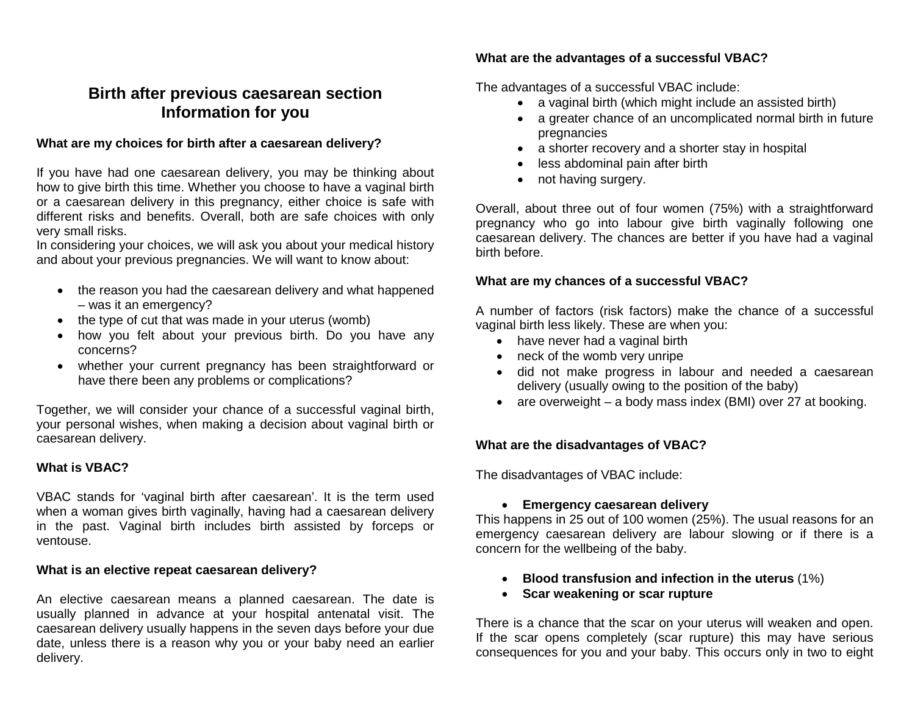# Birth after previous caesarean section
# Information for you

### What are my choices for birth after a caesarean delivery?

If you have had one caesarean delivery, you may be thinking about how to give birth this time. Whether you choose to have a vaginal birth or a caesarean delivery in this pregnancy, either choice is safe with different risks and benefits. Overall, both are safe choices with only very small risks.
In considering your choices, we will ask you about your medical history and about your previous pregnancies. We will want to know about:

- the reason you had the caesarean delivery and what happened – was it an emergency?
- the type of cut that was made in your uterus (womb)
- how you felt about your previous birth. Do you have any concerns?
- whether your current pregnancy has been straightforward or have there been any problems or complications?

Together, we will consider your chance of a successful vaginal birth, your personal wishes, when making a decision about vaginal birth or caesarean delivery.

### What is VBAC?

VBAC stands for 'vaginal birth after caesarean'. It is the term used when a woman gives birth vaginally, having had a caesarean delivery in the past. Vaginal birth includes birth assisted by forceps or ventouse.

### What is an elective repeat caesarean delivery?

An elective caesarean means a planned caesarean. The date is usually planned in advance at your hospital antenatal visit. The caesarean delivery usually happens in the seven days before your due date, unless there is a reason why you or your baby need an earlier delivery.

### What are the advantages of a successful VBAC?

The advantages of a successful VBAC include:

- a vaginal birth (which might include an assisted birth)
- a greater chance of an uncomplicated normal birth in future pregnancies
- a shorter recovery and a shorter stay in hospital
- less abdominal pain after birth
- not having surgery.

Overall, about three out of four women (75%) with a straightforward pregnancy who go into labour give birth vaginally following one caesarean delivery. The chances are better if you have had a vaginal birth before.

### What are my chances of a successful VBAC?

A number of factors (risk factors) make the chance of a successful vaginal birth less likely. These are when you:

- have never had a vaginal birth
- neck of the womb very unripe
- did not make progress in labour and needed a caesarean delivery (usually owing to the position of the baby)
- are overweight – a body mass index (BMI) over 27 at booking.

### What are the disadvantages of VBAC?

The disadvantages of VBAC include:

- **Emergency caesarean delivery**

This happens in 25 out of 100 women (25%). The usual reasons for an emergency caesarean delivery are labour slowing or if there is a concern for the wellbeing of the baby.

- **Blood transfusion and infection in the uterus** (1%)
- **Scar weakening or scar rupture**

There is a chance that the scar on your uterus will weaken and open. If the scar opens completely (scar rupture) this may have serious consequences for you and your baby. This occurs only in two to eight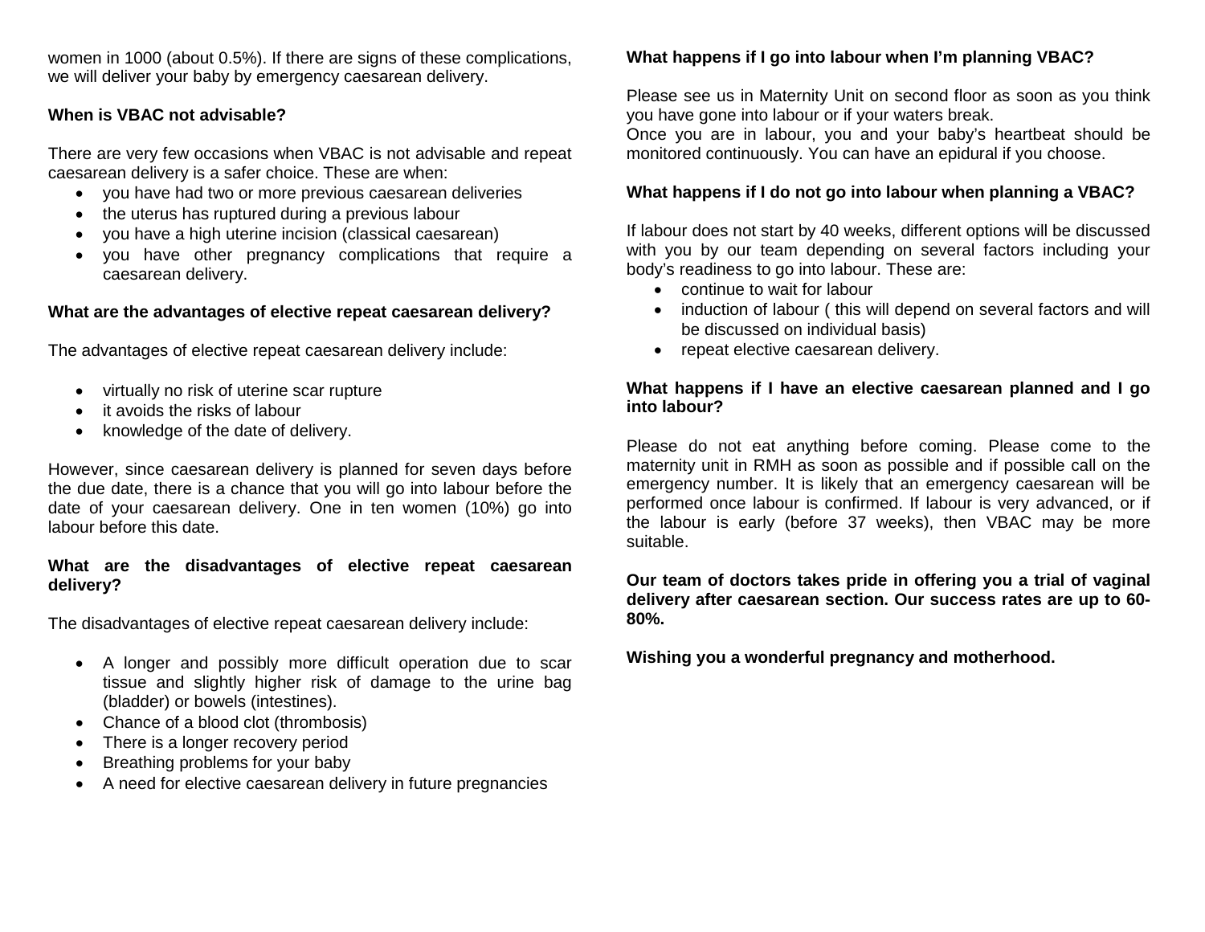women in 1000 (about 0.5%). If there are signs of these complications, we will deliver your baby by emergency caesarean delivery.

**When is VBAC not advisable?**

There are very few occasions when VBAC is not advisable and repeat caesarean delivery is a safer choice. These are when:

- you have had two or more previous caesarean deliveries
- the uterus has ruptured during a previous labour
- you have a high uterine incision (classical caesarean)
- you have other pregnancy complications that require a caesarean delivery.

**What are the advantages of elective repeat caesarean delivery?**

The advantages of elective repeat caesarean delivery include:

- virtually no risk of uterine scar rupture
- it avoids the risks of labour
- knowledge of the date of delivery.

However, since caesarean delivery is planned for seven days before the due date, there is a chance that you will go into labour before the date of your caesarean delivery. One in ten women (10%) go into labour before this date.

**What are the disadvantages of elective repeat caesarean delivery?**

The disadvantages of elective repeat caesarean delivery include:

- A longer and possibly more difficult operation due to scar tissue and slightly higher risk of damage to the urine bag (bladder) or bowels (intestines).
- Chance of a blood clot (thrombosis)
- There is a longer recovery period
- Breathing problems for your baby
- A need for elective caesarean delivery in future pregnancies

**What happens if I go into labour when I'm planning VBAC?**

Please see us in Maternity Unit on second floor as soon as you think you have gone into labour or if your waters break.
Once you are in labour, you and your baby's heartbeat should be monitored continuously. You can have an epidural if you choose.

**What happens if I do not go into labour when planning a VBAC?**

If labour does not start by 40 weeks, different options will be discussed with you by our team depending on several factors including your body's readiness to go into labour. These are:

- continue to wait for labour
- induction of labour ( this will depend on several factors and will be discussed on individual basis)
- repeat elective caesarean delivery.

**What happens if I have an elective caesarean planned and I go into labour?**

Please do not eat anything before coming. Please come to the maternity unit in RMH as soon as possible and if possible call on the emergency number. It is likely that an emergency caesarean will be performed once labour is confirmed. If labour is very advanced, or if the labour is early (before 37 weeks), then VBAC may be more suitable.

**Our team of doctors takes pride in offering you a trial of vaginal delivery after caesarean section. Our success rates are up to 60-80%.**

**Wishing you a wonderful pregnancy and motherhood.**